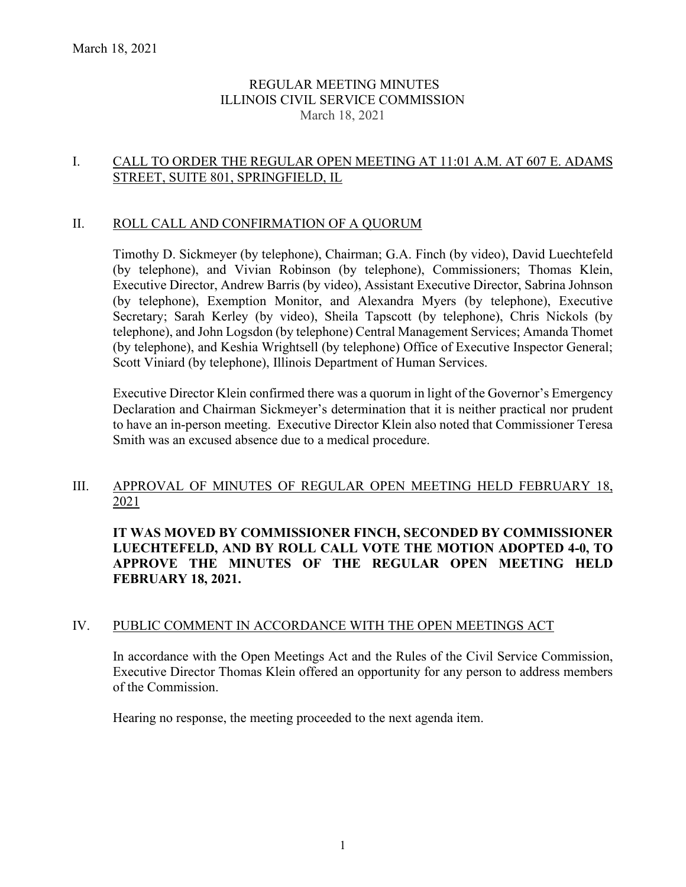March 18, 2021

# REGULAR MEETING MINUTES
# ILLINOIS CIVIL SERVICE COMMISSION
March 18, 2021

## I. CALL TO ORDER THE REGULAR OPEN MEETING AT 11:01 A.M. AT 607 E. ADAMS STREET, SUITE 801, SPRINGFIELD, IL

## II. ROLL CALL AND CONFIRMATION OF A QUORUM

Timothy D. Sickmeyer (by telephone), Chairman; G.A. Finch (by video), David Luechtefeld (by telephone), and Vivian Robinson (by telephone), Commissioners; Thomas Klein, Executive Director, Andrew Barris (by video), Assistant Executive Director, Sabrina Johnson (by telephone), Exemption Monitor, and Alexandra Myers (by telephone), Executive Secretary; Sarah Kerley (by video), Sheila Tapscott (by telephone), Chris Nickols (by telephone), and John Logsdon (by telephone) Central Management Services; Amanda Thomet (by telephone), and Keshia Wrightsell (by telephone) Office of Executive Inspector General; Scott Viniard (by telephone), Illinois Department of Human Services.

Executive Director Klein confirmed there was a quorum in light of the Governor's Emergency Declaration and Chairman Sickmeyer's determination that it is neither practical nor prudent to have an in-person meeting. Executive Director Klein also noted that Commissioner Teresa Smith was an excused absence due to a medical procedure.

## III. APPROVAL OF MINUTES OF REGULAR OPEN MEETING HELD FEBRUARY 18, 2021

**IT WAS MOVED BY COMMISSIONER FINCH, SECONDED BY COMMISSIONER LUECHTEFELD, AND BY ROLL CALL VOTE THE MOTION ADOPTED 4-0, TO APPROVE THE MINUTES OF THE REGULAR OPEN MEETING HELD FEBRUARY 18, 2021.**

## IV. PUBLIC COMMENT IN ACCORDANCE WITH THE OPEN MEETINGS ACT

In accordance with the Open Meetings Act and the Rules of the Civil Service Commission, Executive Director Thomas Klein offered an opportunity for any person to address members of the Commission.

Hearing no response, the meeting proceeded to the next agenda item.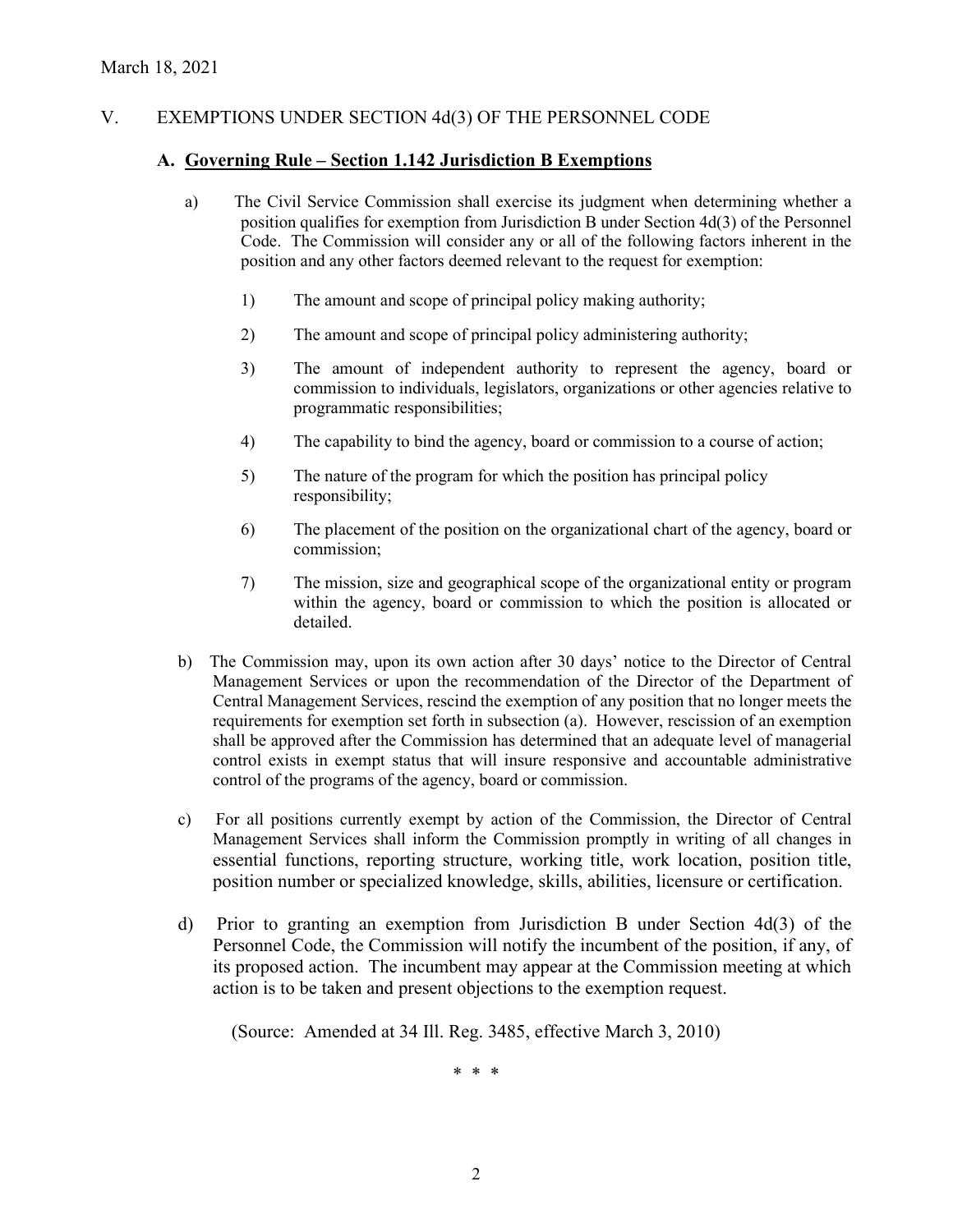March 18, 2021

## V. EXEMPTIONS UNDER SECTION 4d(3) OF THE PERSONNEL CODE

### A. Governing Rule – Section 1.142 Jurisdiction B Exemptions

a) The Civil Service Commission shall exercise its judgment when determining whether a position qualifies for exemption from Jurisdiction B under Section 4d(3) of the Personnel Code. The Commission will consider any or all of the following factors inherent in the position and any other factors deemed relevant to the request for exemption:

1) The amount and scope of principal policy making authority;

2) The amount and scope of principal policy administering authority;

3) The amount of independent authority to represent the agency, board or commission to individuals, legislators, organizations or other agencies relative to programmatic responsibilities;

4) The capability to bind the agency, board or commission to a course of action;

5) The nature of the program for which the position has principal policy responsibility;

6) The placement of the position on the organizational chart of the agency, board or commission;

7) The mission, size and geographical scope of the organizational entity or program within the agency, board or commission to which the position is allocated or detailed.

b) The Commission may, upon its own action after 30 days' notice to the Director of Central Management Services or upon the recommendation of the Director of the Department of Central Management Services, rescind the exemption of any position that no longer meets the requirements for exemption set forth in subsection (a). However, rescission of an exemption shall be approved after the Commission has determined that an adequate level of managerial control exists in exempt status that will insure responsive and accountable administrative control of the programs of the agency, board or commission.

c) For all positions currently exempt by action of the Commission, the Director of Central Management Services shall inform the Commission promptly in writing of all changes in essential functions, reporting structure, working title, work location, position title, position number or specialized knowledge, skills, abilities, licensure or certification.

d) Prior to granting an exemption from Jurisdiction B under Section 4d(3) of the Personnel Code, the Commission will notify the incumbent of the position, if any, of its proposed action. The incumbent may appear at the Commission meeting at which action is to be taken and present objections to the exemption request.

(Source: Amended at 34 Ill. Reg. 3485, effective March 3, 2010)

\* \* \*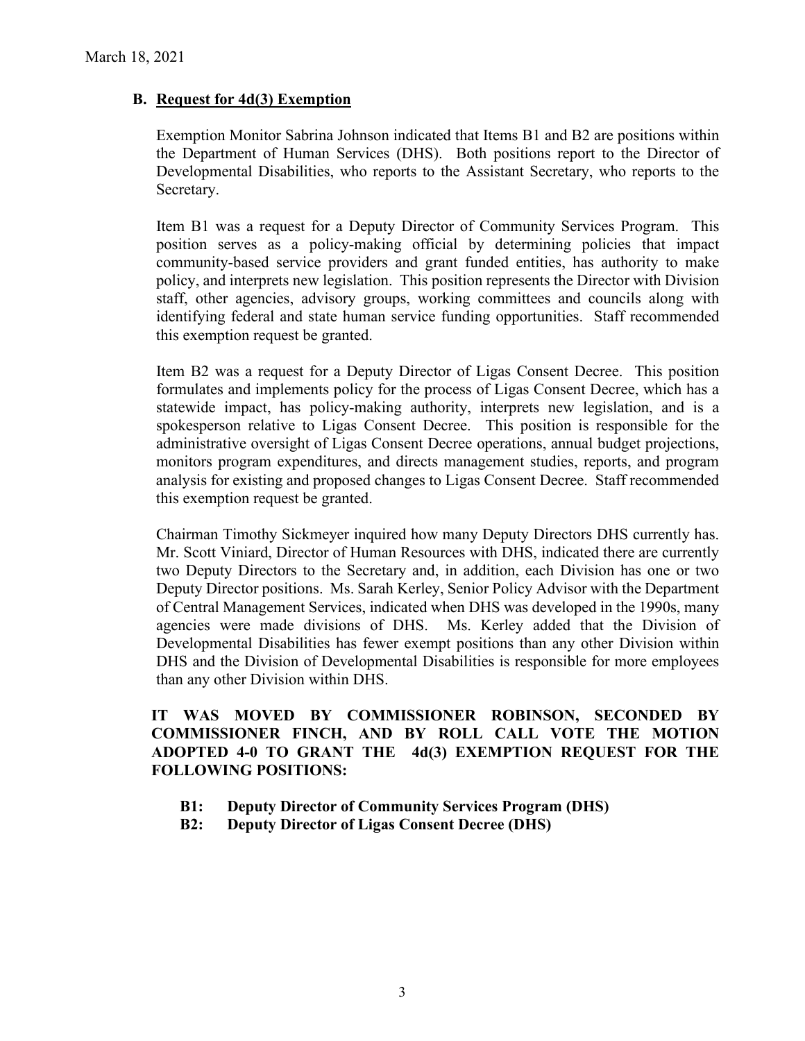March 18, 2021

### B. Request for 4d(3) Exemption

Exemption Monitor Sabrina Johnson indicated that Items B1 and B2 are positions within the Department of Human Services (DHS). Both positions report to the Director of Developmental Disabilities, who reports to the Assistant Secretary, who reports to the Secretary.

Item B1 was a request for a Deputy Director of Community Services Program. This position serves as a policy-making official by determining policies that impact community-based service providers and grant funded entities, has authority to make policy, and interprets new legislation. This position represents the Director with Division staff, other agencies, advisory groups, working committees and councils along with identifying federal and state human service funding opportunities. Staff recommended this exemption request be granted.

Item B2 was a request for a Deputy Director of Ligas Consent Decree. This position formulates and implements policy for the process of Ligas Consent Decree, which has a statewide impact, has policy-making authority, interprets new legislation, and is a spokesperson relative to Ligas Consent Decree. This position is responsible for the administrative oversight of Ligas Consent Decree operations, annual budget projections, monitors program expenditures, and directs management studies, reports, and program analysis for existing and proposed changes to Ligas Consent Decree. Staff recommended this exemption request be granted.

Chairman Timothy Sickmeyer inquired how many Deputy Directors DHS currently has. Mr. Scott Viniard, Director of Human Resources with DHS, indicated there are currently two Deputy Directors to the Secretary and, in addition, each Division has one or two Deputy Director positions. Ms. Sarah Kerley, Senior Policy Advisor with the Department of Central Management Services, indicated when DHS was developed in the 1990s, many agencies were made divisions of DHS. Ms. Kerley added that the Division of Developmental Disabilities has fewer exempt positions than any other Division within DHS and the Division of Developmental Disabilities is responsible for more employees than any other Division within DHS.

**IT WAS MOVED BY COMMISSIONER ROBINSON, SECONDED BY COMMISSIONER FINCH, AND BY ROLL CALL VOTE THE MOTION ADOPTED 4-0 TO GRANT THE 4d(3) EXEMPTION REQUEST FOR THE FOLLOWING POSITIONS:**

- **B1: Deputy Director of Community Services Program (DHS)**
- **B2: Deputy Director of Ligas Consent Decree (DHS)**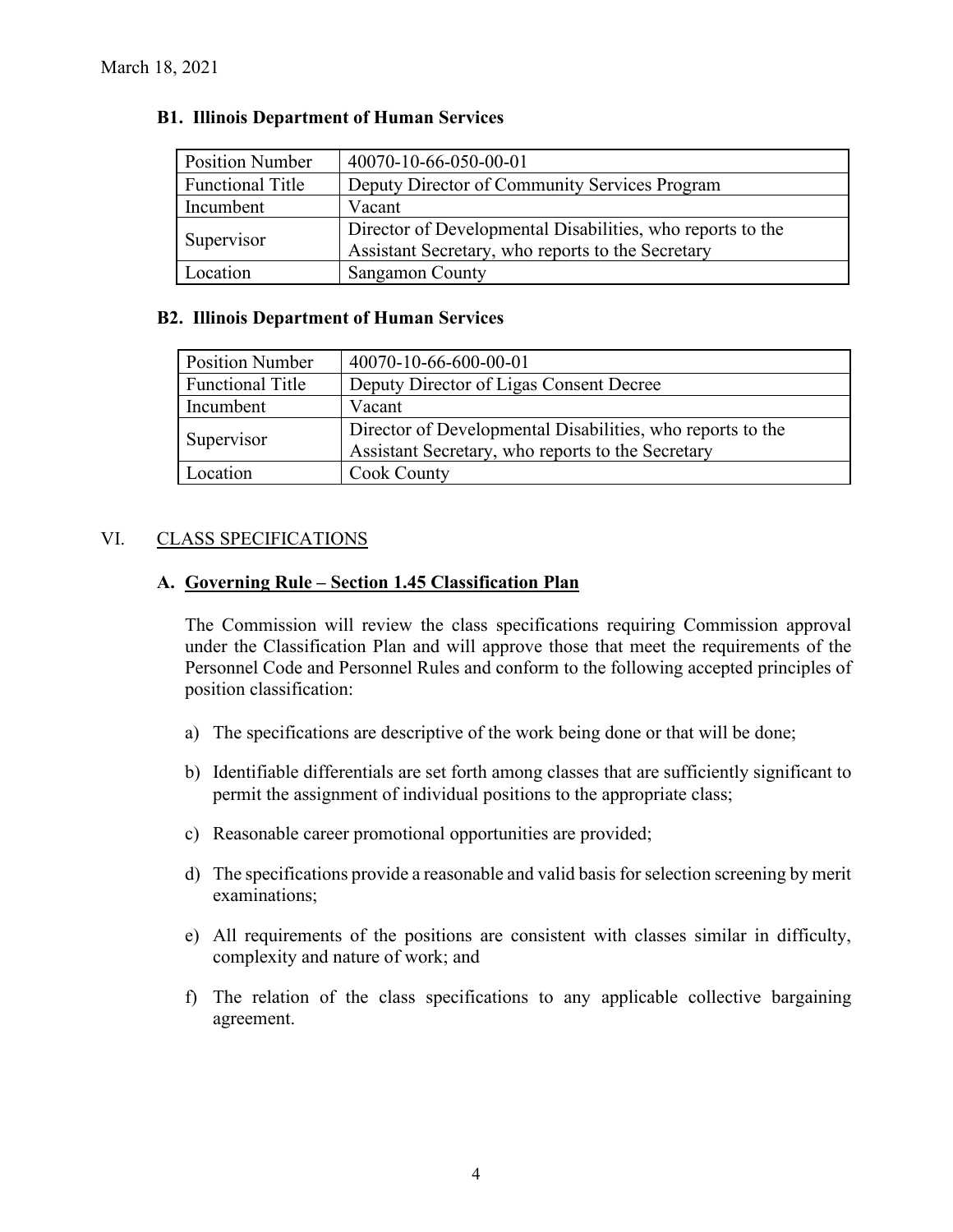March 18, 2021

### B1. Illinois Department of Human Services

| Position Number | 40070-10-66-050-00-01 |
|---|---|
| Functional Title | Deputy Director of Community Services Program |
| Incumbent | Vacant |
| Supervisor | Director of Developmental Disabilities, who reports to the Assistant Secretary, who reports to the Secretary |
| Location | Sangamon County |

### B2. Illinois Department of Human Services

| Position Number | 40070-10-66-600-00-01 |
|---|---|
| Functional Title | Deputy Director of Ligas Consent Decree |
| Incumbent | Vacant |
| Supervisor | Director of Developmental Disabilities, who reports to the Assistant Secretary, who reports to the Secretary |
| Location | Cook County |

## VI. CLASS SPECIFICATIONS

### A. Governing Rule – Section 1.45 Classification Plan

The Commission will review the class specifications requiring Commission approval under the Classification Plan and will approve those that meet the requirements of the Personnel Code and Personnel Rules and conform to the following accepted principles of position classification:

a) The specifications are descriptive of the work being done or that will be done;

b) Identifiable differentials are set forth among classes that are sufficiently significant to permit the assignment of individual positions to the appropriate class;

c) Reasonable career promotional opportunities are provided;

d) The specifications provide a reasonable and valid basis for selection screening by merit examinations;

e) All requirements of the positions are consistent with classes similar in difficulty, complexity and nature of work; and

f) The relation of the class specifications to any applicable collective bargaining agreement.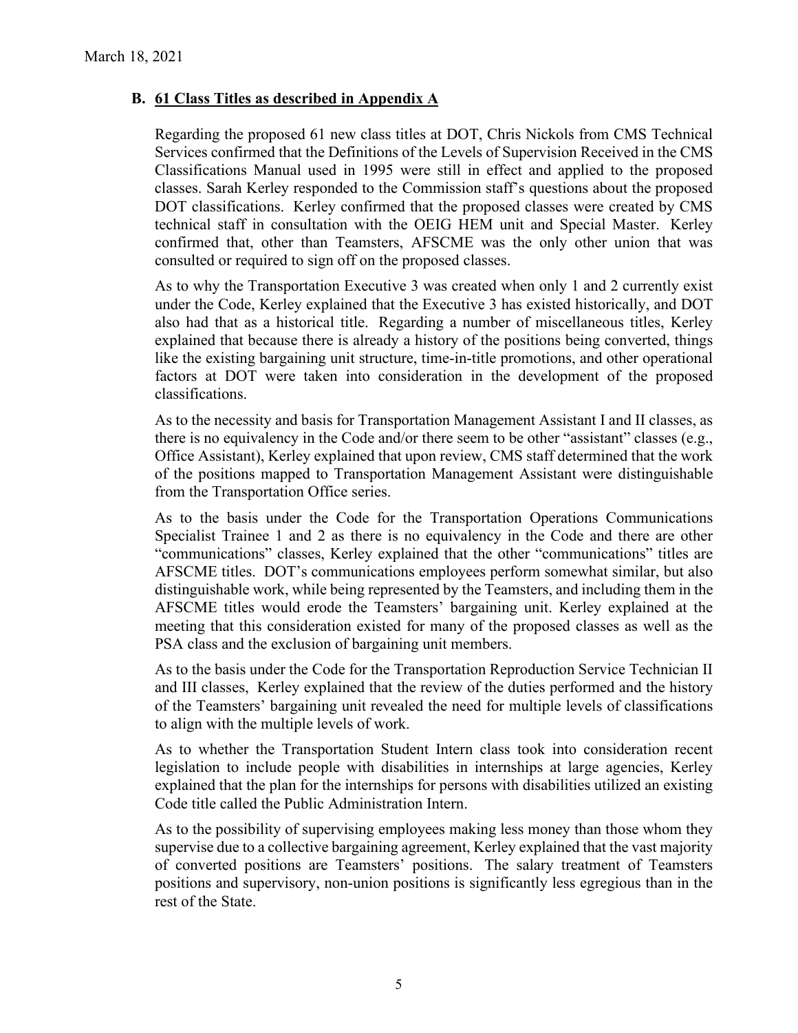March 18, 2021

### B. 61 Class Titles as described in Appendix A

Regarding the proposed 61 new class titles at DOT, Chris Nickols from CMS Technical Services confirmed that the Definitions of the Levels of Supervision Received in the CMS Classifications Manual used in 1995 were still in effect and applied to the proposed classes. Sarah Kerley responded to the Commission staff's questions about the proposed DOT classifications. Kerley confirmed that the proposed classes were created by CMS technical staff in consultation with the OEIG HEM unit and Special Master. Kerley confirmed that, other than Teamsters, AFSCME was the only other union that was consulted or required to sign off on the proposed classes.

As to why the Transportation Executive 3 was created when only 1 and 2 currently exist under the Code, Kerley explained that the Executive 3 has existed historically, and DOT also had that as a historical title. Regarding a number of miscellaneous titles, Kerley explained that because there is already a history of the positions being converted, things like the existing bargaining unit structure, time-in-title promotions, and other operational factors at DOT were taken into consideration in the development of the proposed classifications.

As to the necessity and basis for Transportation Management Assistant I and II classes, as there is no equivalency in the Code and/or there seem to be other "assistant" classes (e.g., Office Assistant), Kerley explained that upon review, CMS staff determined that the work of the positions mapped to Transportation Management Assistant were distinguishable from the Transportation Office series.

As to the basis under the Code for the Transportation Operations Communications Specialist Trainee 1 and 2 as there is no equivalency in the Code and there are other "communications" classes, Kerley explained that the other "communications" titles are AFSCME titles. DOT's communications employees perform somewhat similar, but also distinguishable work, while being represented by the Teamsters, and including them in the AFSCME titles would erode the Teamsters' bargaining unit. Kerley explained at the meeting that this consideration existed for many of the proposed classes as well as the PSA class and the exclusion of bargaining unit members.

As to the basis under the Code for the Transportation Reproduction Service Technician II and III classes, Kerley explained that the review of the duties performed and the history of the Teamsters' bargaining unit revealed the need for multiple levels of classifications to align with the multiple levels of work.

As to whether the Transportation Student Intern class took into consideration recent legislation to include people with disabilities in internships at large agencies, Kerley explained that the plan for the internships for persons with disabilities utilized an existing Code title called the Public Administration Intern.

As to the possibility of supervising employees making less money than those whom they supervise due to a collective bargaining agreement, Kerley explained that the vast majority of converted positions are Teamsters' positions. The salary treatment of Teamsters positions and supervisory, non-union positions is significantly less egregious than in the rest of the State.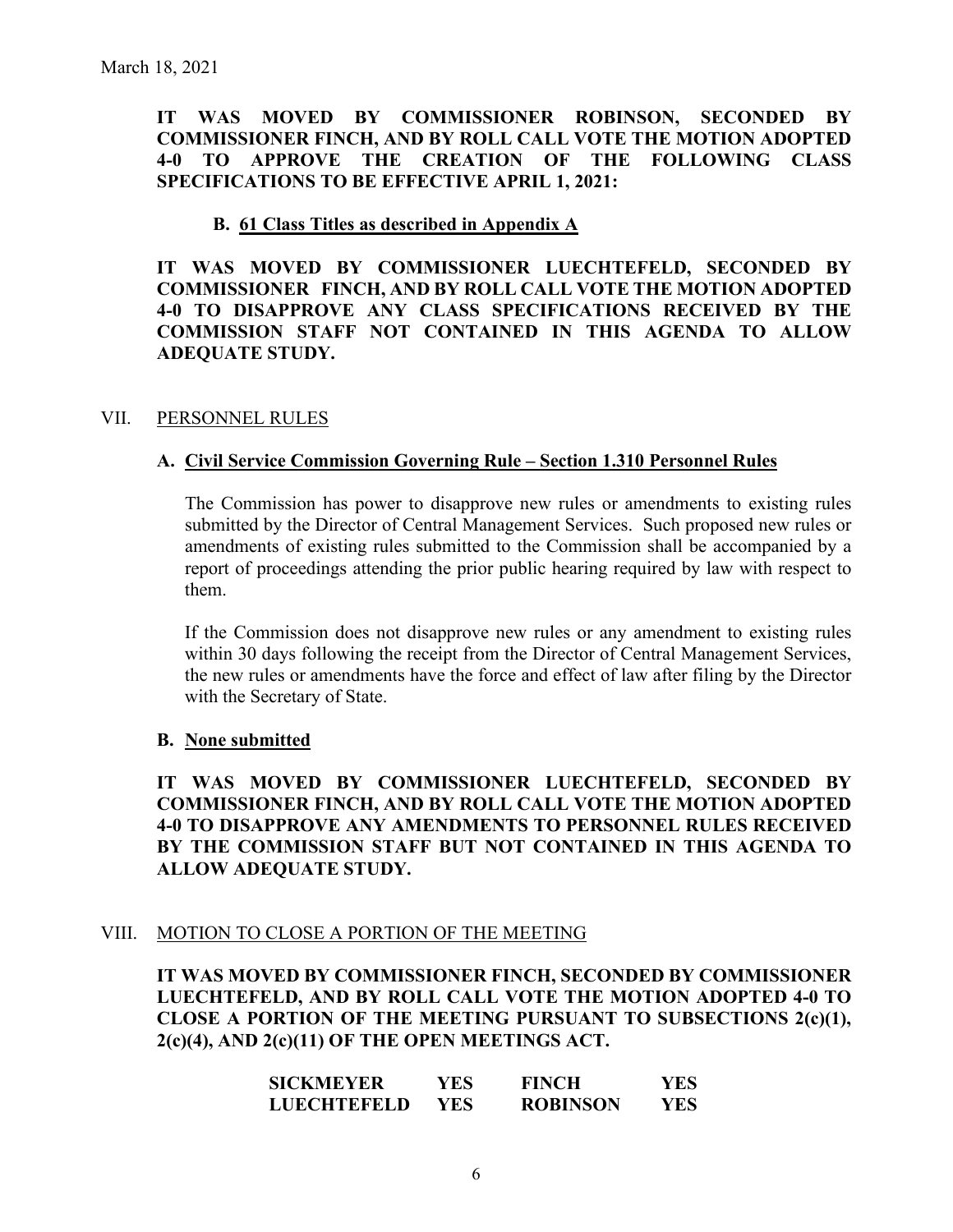March 18, 2021

**IT WAS MOVED BY COMMISSIONER ROBINSON, SECONDED BY COMMISSIONER FINCH, AND BY ROLL CALL VOTE THE MOTION ADOPTED 4-0 TO APPROVE THE CREATION OF THE FOLLOWING CLASS SPECIFICATIONS TO BE EFFECTIVE APRIL 1, 2021:**

**B. <u>61 Class Titles as described in Appendix A</u>**

**IT WAS MOVED BY COMMISSIONER LUECHTEFELD, SECONDED BY COMMISSIONER FINCH, AND BY ROLL CALL VOTE THE MOTION ADOPTED 4-0 TO DISAPPROVE ANY CLASS SPECIFICATIONS RECEIVED BY THE COMMISSION STAFF NOT CONTAINED IN THIS AGENDA TO ALLOW ADEQUATE STUDY.**

## VII. PERSONNEL RULES

### A. Civil Service Commission Governing Rule – Section 1.310 Personnel Rules

The Commission has power to disapprove new rules or amendments to existing rules submitted by the Director of Central Management Services. Such proposed new rules or amendments of existing rules submitted to the Commission shall be accompanied by a report of proceedings attending the prior public hearing required by law with respect to them.

If the Commission does not disapprove new rules or any amendment to existing rules within 30 days following the receipt from the Director of Central Management Services, the new rules or amendments have the force and effect of law after filing by the Director with the Secretary of State.

### B. None submitted

**IT WAS MOVED BY COMMISSIONER LUECHTEFELD, SECONDED BY COMMISSIONER FINCH, AND BY ROLL CALL VOTE THE MOTION ADOPTED 4-0 TO DISAPPROVE ANY AMENDMENTS TO PERSONNEL RULES RECEIVED BY THE COMMISSION STAFF BUT NOT CONTAINED IN THIS AGENDA TO ALLOW ADEQUATE STUDY.**

## VIII. MOTION TO CLOSE A PORTION OF THE MEETING

**IT WAS MOVED BY COMMISSIONER FINCH, SECONDED BY COMMISSIONER LUECHTEFELD, AND BY ROLL CALL VOTE THE MOTION ADOPTED 4-0 TO CLOSE A PORTION OF THE MEETING PURSUANT TO SUBSECTIONS 2(c)(1), 2(c)(4), AND 2(c)(11) OF THE OPEN MEETINGS ACT.**

| | | | |
|---|---|---|---|
| **SICKMEYER** | **YES** | **FINCH** | **YES** |
| **LUECHTEFELD** | **YES** | **ROBINSON** | **YES** |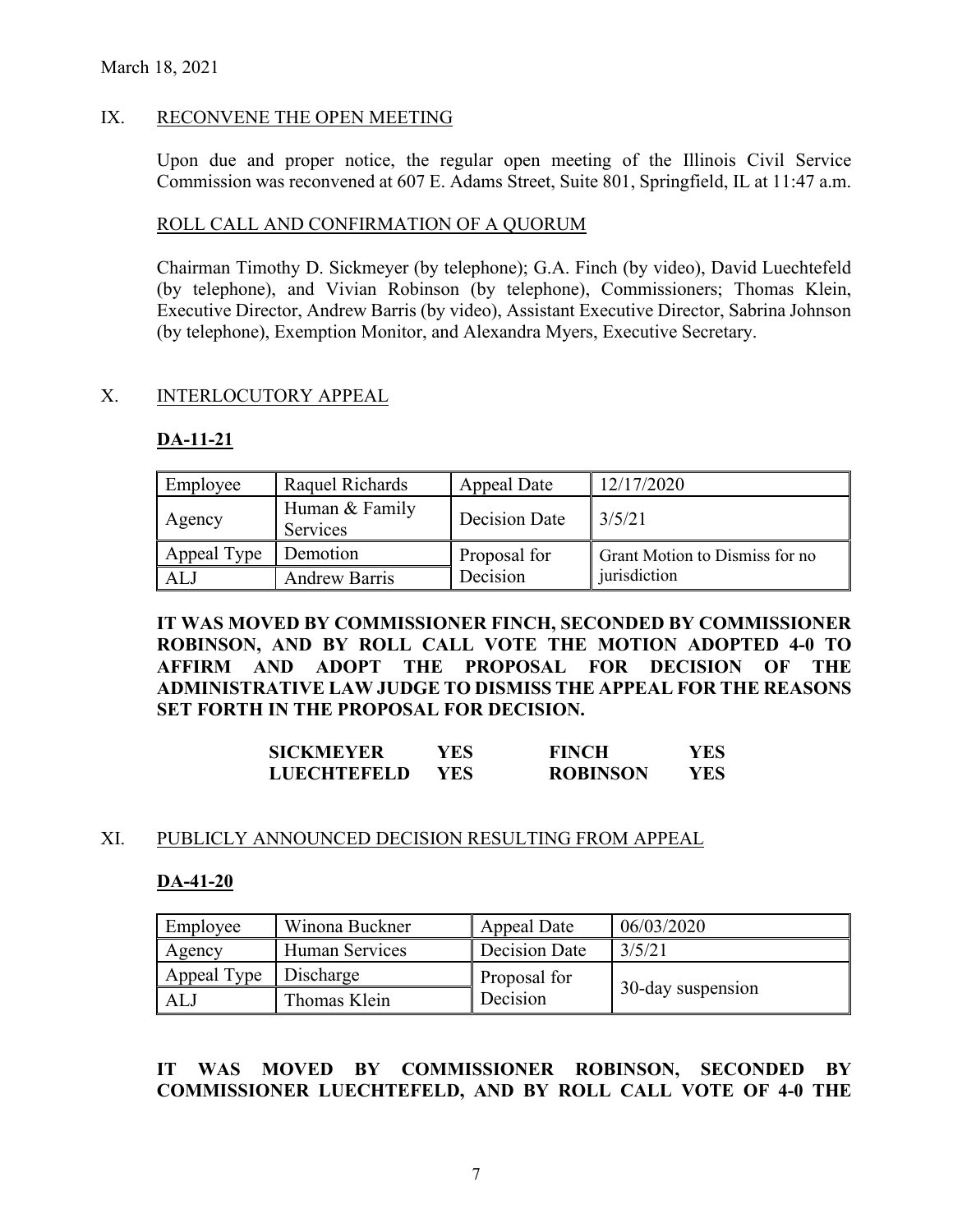March 18, 2021

## IX. RECONVENE THE OPEN MEETING

Upon due and proper notice, the regular open meeting of the Illinois Civil Service Commission was reconvened at 607 E. Adams Street, Suite 801, Springfield, IL at 11:47 a.m.

### ROLL CALL AND CONFIRMATION OF A QUORUM

Chairman Timothy D. Sickmeyer (by telephone); G.A. Finch (by video), David Luechtefeld (by telephone), and Vivian Robinson (by telephone), Commissioners; Thomas Klein, Executive Director, Andrew Barris (by video), Assistant Executive Director, Sabrina Johnson (by telephone), Exemption Monitor, and Alexandra Myers, Executive Secretary.

## X. INTERLOCUTORY APPEAL

**DA-11-21**

| Employee | Raquel Richards | Appeal Date | 12/17/2020 |
|---|---|---|---|
| Agency | Human & Family Services | Decision Date | 3/5/21 |
| Appeal Type | Demotion | Proposal for Decision | Grant Motion to Dismiss for no jurisdiction |
| ALJ | Andrew Barris | | |

**IT WAS MOVED BY COMMISSIONER FINCH, SECONDED BY COMMISSIONER ROBINSON, AND BY ROLL CALL VOTE THE MOTION ADOPTED 4-0 TO AFFIRM AND ADOPT THE PROPOSAL FOR DECISION OF THE ADMINISTRATIVE LAW JUDGE TO DISMISS THE APPEAL FOR THE REASONS SET FORTH IN THE PROPOSAL FOR DECISION.**

| | | | |
|---|---|---|---|
| **SICKMEYER** | **YES** | **FINCH** | **YES** |
| **LUECHTEFELD** | **YES** | **ROBINSON** | **YES** |

## XI. PUBLICLY ANNOUNCED DECISION RESULTING FROM APPEAL

**DA-41-20**

| Employee | Winona Buckner | Appeal Date | 06/03/2020 |
|---|---|---|---|
| Agency | Human Services | Decision Date | 3/5/21 |
| Appeal Type | Discharge | Proposal for Decision | 30-day suspension |
| ALJ | Thomas Klein | | |

**IT WAS MOVED BY COMMISSIONER ROBINSON, SECONDED BY COMMISSIONER LUECHTEFELD, AND BY ROLL CALL VOTE OF 4-0 THE**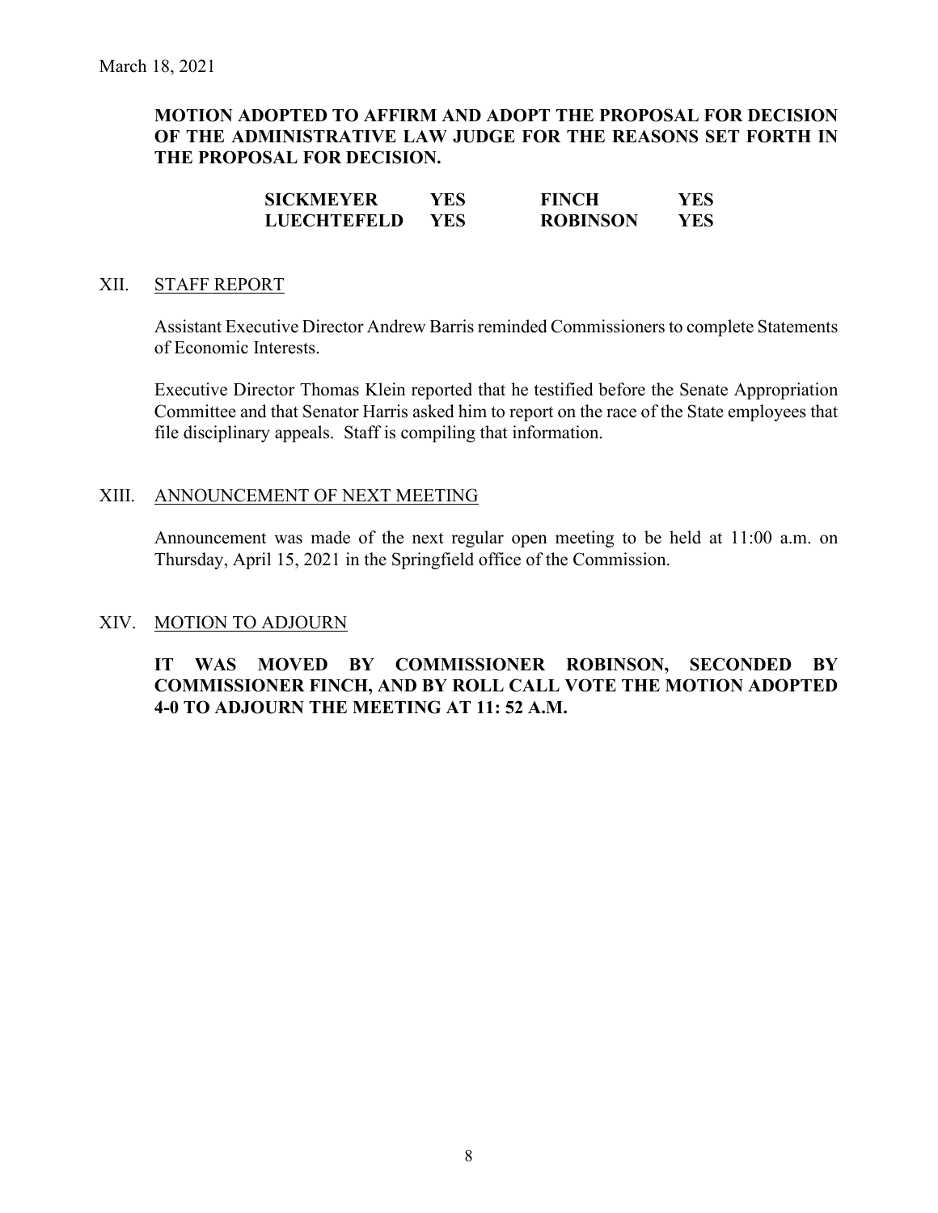**MOTION ADOPTED TO AFFIRM AND ADOPT THE PROPOSAL FOR DECISION OF THE ADMINISTRATIVE LAW JUDGE FOR THE REASONS SET FORTH IN THE PROPOSAL FOR DECISION.**

| | | | |
|---|---|---|---|
| **SICKMEYER** | **YES** | **FINCH** | **YES** |
| **LUECHTEFELD** | **YES** | **ROBINSON** | **YES** |

## XII. STAFF REPORT

Assistant Executive Director Andrew Barris reminded Commissioners to complete Statements of Economic Interests.

Executive Director Thomas Klein reported that he testified before the Senate Appropriation Committee and that Senator Harris asked him to report on the race of the State employees that file disciplinary appeals. Staff is compiling that information.

## XIII. ANNOUNCEMENT OF NEXT MEETING

Announcement was made of the next regular open meeting to be held at 11:00 a.m. on Thursday, April 15, 2021 in the Springfield office of the Commission.

## XIV. MOTION TO ADJOURN

**IT WAS MOVED BY COMMISSIONER ROBINSON, SECONDED BY COMMISSIONER FINCH, AND BY ROLL CALL VOTE THE MOTION ADOPTED 4-0 TO ADJOURN THE MEETING AT 11: 52 A.M.**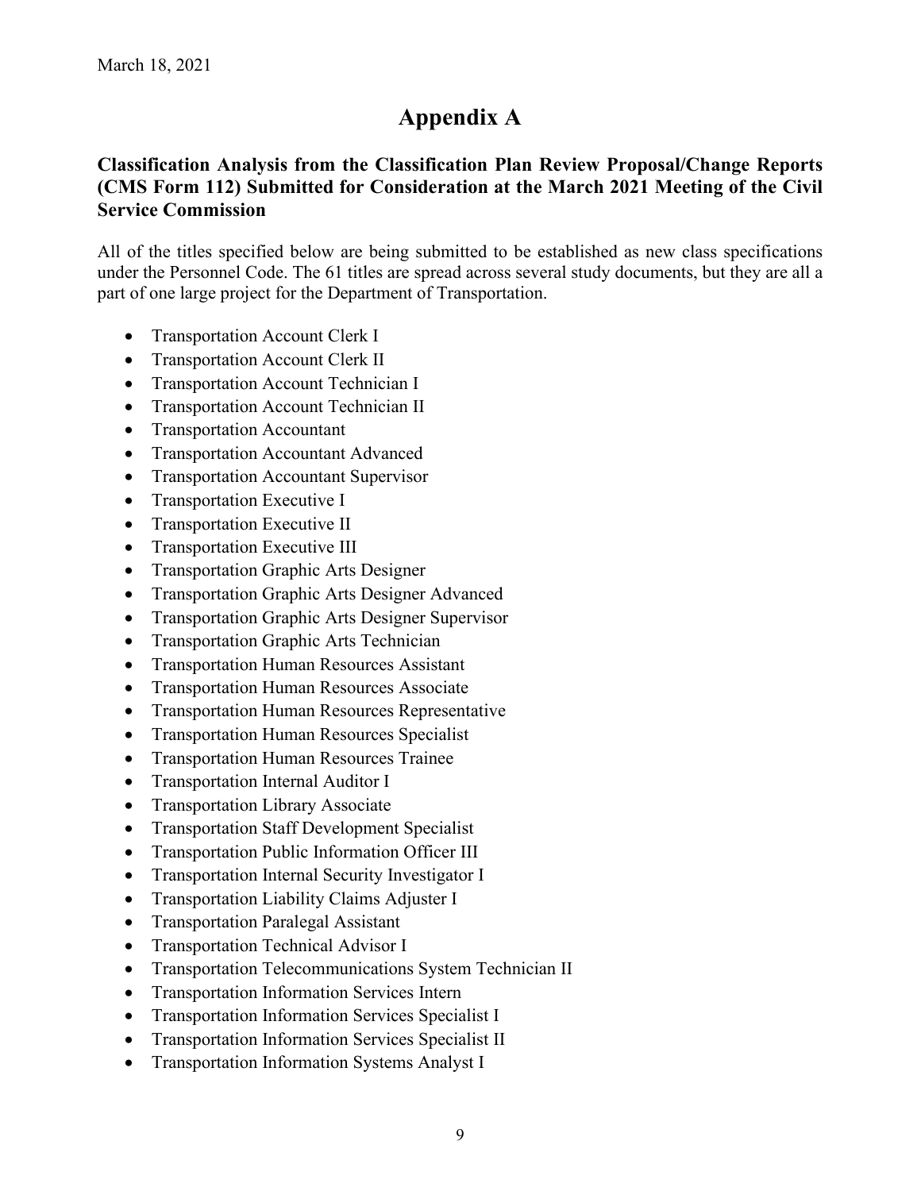March 18, 2021

# Appendix A

### Classification Analysis from the Classification Plan Review Proposal/Change Reports (CMS Form 112) Submitted for Consideration at the March 2021 Meeting of the Civil Service Commission

All of the titles specified below are being submitted to be established as new class specifications under the Personnel Code. The 61 titles are spread across several study documents, but they are all a part of one large project for the Department of Transportation.

- Transportation Account Clerk I
- Transportation Account Clerk II
- Transportation Account Technician I
- Transportation Account Technician II
- Transportation Accountant
- Transportation Accountant Advanced
- Transportation Accountant Supervisor
- Transportation Executive I
- Transportation Executive II
- Transportation Executive III
- Transportation Graphic Arts Designer
- Transportation Graphic Arts Designer Advanced
- Transportation Graphic Arts Designer Supervisor
- Transportation Graphic Arts Technician
- Transportation Human Resources Assistant
- Transportation Human Resources Associate
- Transportation Human Resources Representative
- Transportation Human Resources Specialist
- Transportation Human Resources Trainee
- Transportation Internal Auditor I
- Transportation Library Associate
- Transportation Staff Development Specialist
- Transportation Public Information Officer III
- Transportation Internal Security Investigator I
- Transportation Liability Claims Adjuster I
- Transportation Paralegal Assistant
- Transportation Technical Advisor I
- Transportation Telecommunications System Technician II
- Transportation Information Services Intern
- Transportation Information Services Specialist I
- Transportation Information Services Specialist II
- Transportation Information Systems Analyst I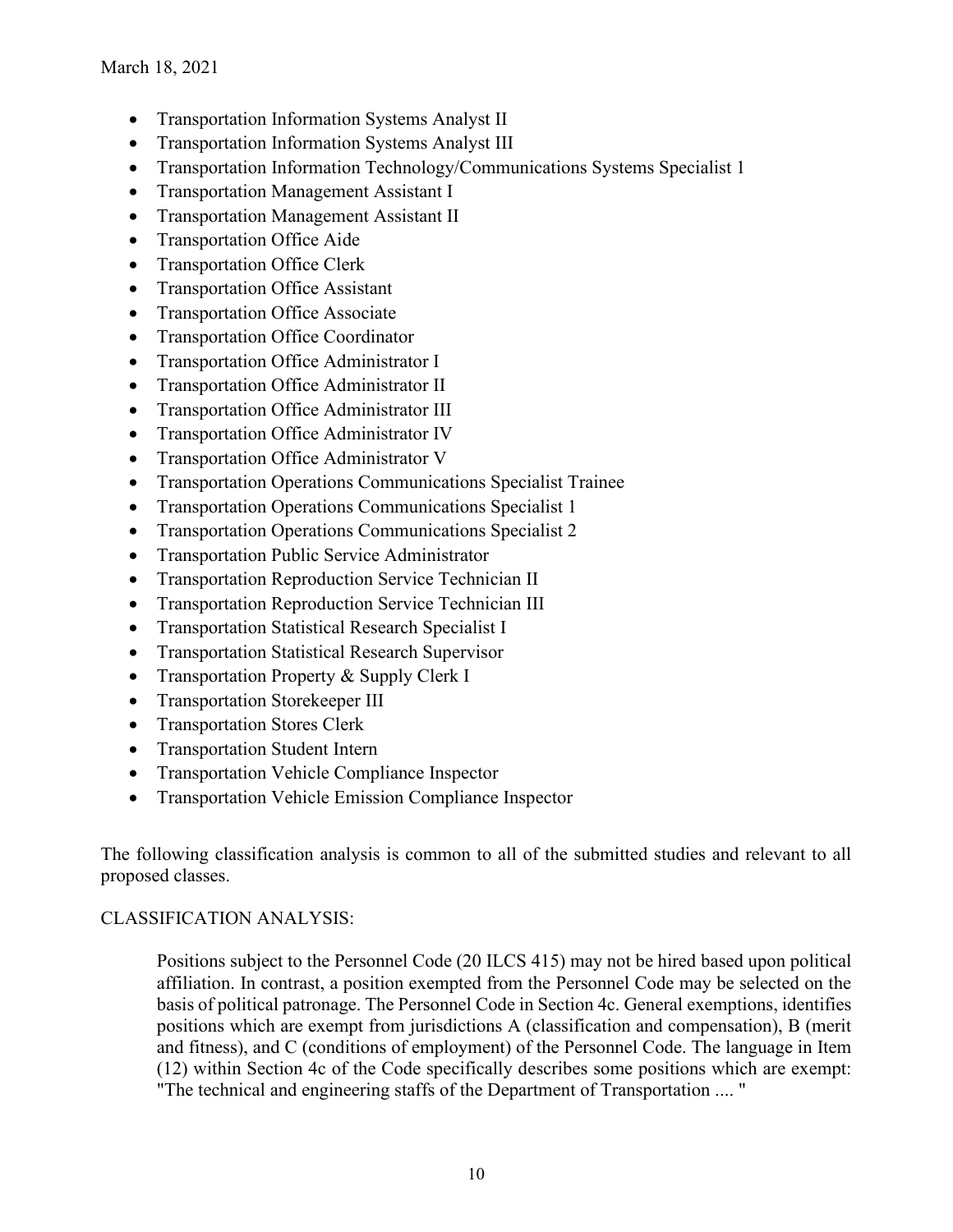- Transportation Information Systems Analyst II
- Transportation Information Systems Analyst III
- Transportation Information Technology/Communications Systems Specialist 1
- Transportation Management Assistant I
- Transportation Management Assistant II
- Transportation Office Aide
- Transportation Office Clerk
- Transportation Office Assistant
- Transportation Office Associate
- Transportation Office Coordinator
- Transportation Office Administrator I
- Transportation Office Administrator II
- Transportation Office Administrator III
- Transportation Office Administrator IV
- Transportation Office Administrator V
- Transportation Operations Communications Specialist Trainee
- Transportation Operations Communications Specialist 1
- Transportation Operations Communications Specialist 2
- Transportation Public Service Administrator
- Transportation Reproduction Service Technician II
- Transportation Reproduction Service Technician III
- Transportation Statistical Research Specialist I
- Transportation Statistical Research Supervisor
- Transportation Property & Supply Clerk I
- Transportation Storekeeper III
- Transportation Stores Clerk
- Transportation Student Intern
- Transportation Vehicle Compliance Inspector
- Transportation Vehicle Emission Compliance Inspector

The following classification analysis is common to all of the submitted studies and relevant to all proposed classes.

CLASSIFICATION ANALYSIS:

> Positions subject to the Personnel Code (20 ILCS 415) may not be hired based upon political affiliation. In contrast, a position exempted from the Personnel Code may be selected on the basis of political patronage. The Personnel Code in Section 4c. General exemptions, identifies positions which are exempt from jurisdictions A (classification and compensation), B (merit and fitness), and C (conditions of employment) of the Personnel Code. The language in Item (12) within Section 4c of the Code specifically describes some positions which are exempt: "The technical and engineering staffs of the Department of Transportation .... "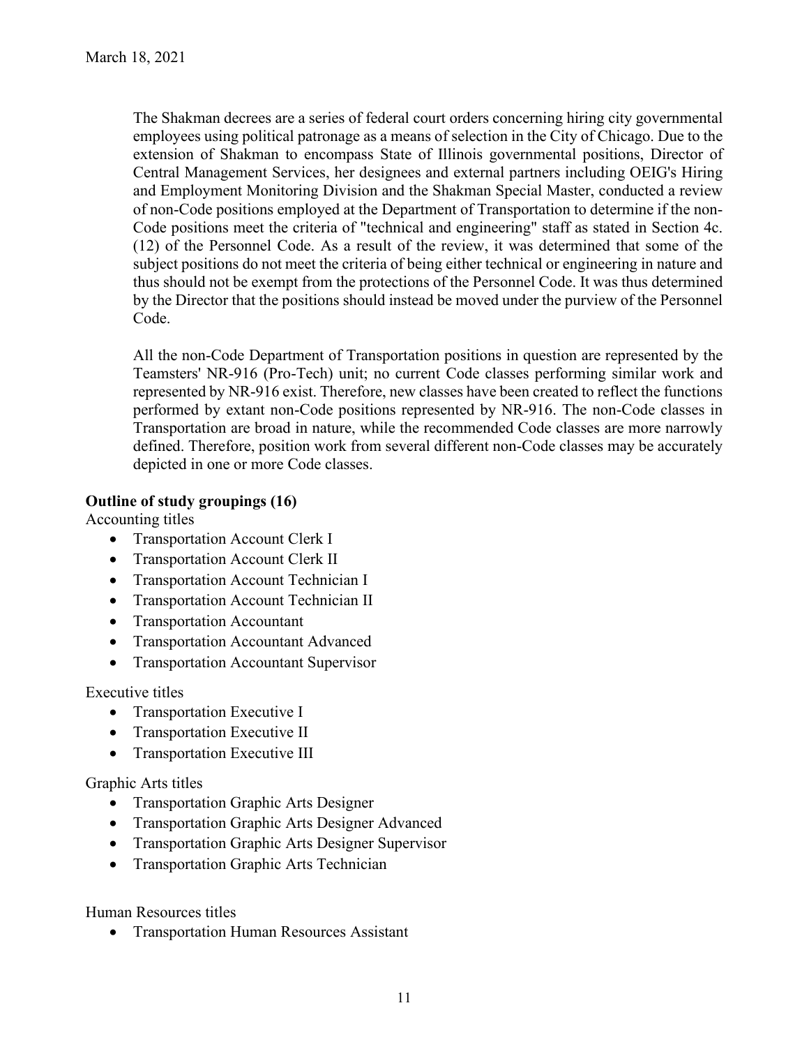March 18, 2021

The Shakman decrees are a series of federal court orders concerning hiring city governmental employees using political patronage as a means of selection in the City of Chicago. Due to the extension of Shakman to encompass State of Illinois governmental positions, Director of Central Management Services, her designees and external partners including OEIG's Hiring and Employment Monitoring Division and the Shakman Special Master, conducted a review of non-Code positions employed at the Department of Transportation to determine if the non-Code positions meet the criteria of "technical and engineering" staff as stated in Section 4c. (12) of the Personnel Code. As a result of the review, it was determined that some of the subject positions do not meet the criteria of being either technical or engineering in nature and thus should not be exempt from the protections of the Personnel Code. It was thus determined by the Director that the positions should instead be moved under the purview of the Personnel Code.

All the non-Code Department of Transportation positions in question are represented by the Teamsters' NR-916 (Pro-Tech) unit; no current Code classes performing similar work and represented by NR-916 exist. Therefore, new classes have been created to reflect the functions performed by extant non-Code positions represented by NR-916. The non-Code classes in Transportation are broad in nature, while the recommended Code classes are more narrowly defined. Therefore, position work from several different non-Code classes may be accurately depicted in one or more Code classes.

**Outline of study groupings (16)**

Accounting titles

- Transportation Account Clerk I
- Transportation Account Clerk II
- Transportation Account Technician I
- Transportation Account Technician II
- Transportation Accountant
- Transportation Accountant Advanced
- Transportation Accountant Supervisor

Executive titles

- Transportation Executive I
- Transportation Executive II
- Transportation Executive III

Graphic Arts titles

- Transportation Graphic Arts Designer
- Transportation Graphic Arts Designer Advanced
- Transportation Graphic Arts Designer Supervisor
- Transportation Graphic Arts Technician

Human Resources titles

- Transportation Human Resources Assistant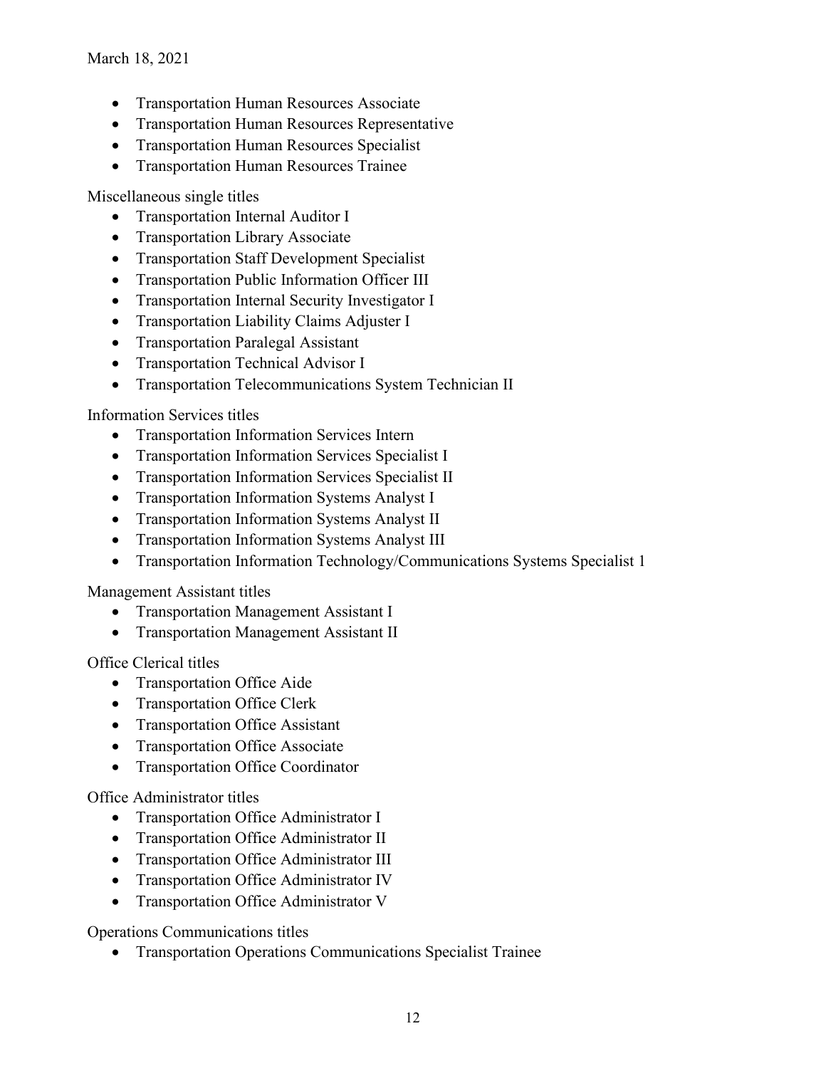- Transportation Human Resources Associate
- Transportation Human Resources Representative
- Transportation Human Resources Specialist
- Transportation Human Resources Trainee

Miscellaneous single titles

- Transportation Internal Auditor I
- Transportation Library Associate
- Transportation Staff Development Specialist
- Transportation Public Information Officer III
- Transportation Internal Security Investigator I
- Transportation Liability Claims Adjuster I
- Transportation Paralegal Assistant
- Transportation Technical Advisor I
- Transportation Telecommunications System Technician II

Information Services titles

- Transportation Information Services Intern
- Transportation Information Services Specialist I
- Transportation Information Services Specialist II
- Transportation Information Systems Analyst I
- Transportation Information Systems Analyst II
- Transportation Information Systems Analyst III
- Transportation Information Technology/Communications Systems Specialist 1

Management Assistant titles

- Transportation Management Assistant I
- Transportation Management Assistant II

Office Clerical titles

- Transportation Office Aide
- Transportation Office Clerk
- Transportation Office Assistant
- Transportation Office Associate
- Transportation Office Coordinator

Office Administrator titles

- Transportation Office Administrator I
- Transportation Office Administrator II
- Transportation Office Administrator III
- Transportation Office Administrator IV
- Transportation Office Administrator V

Operations Communications titles

- Transportation Operations Communications Specialist Trainee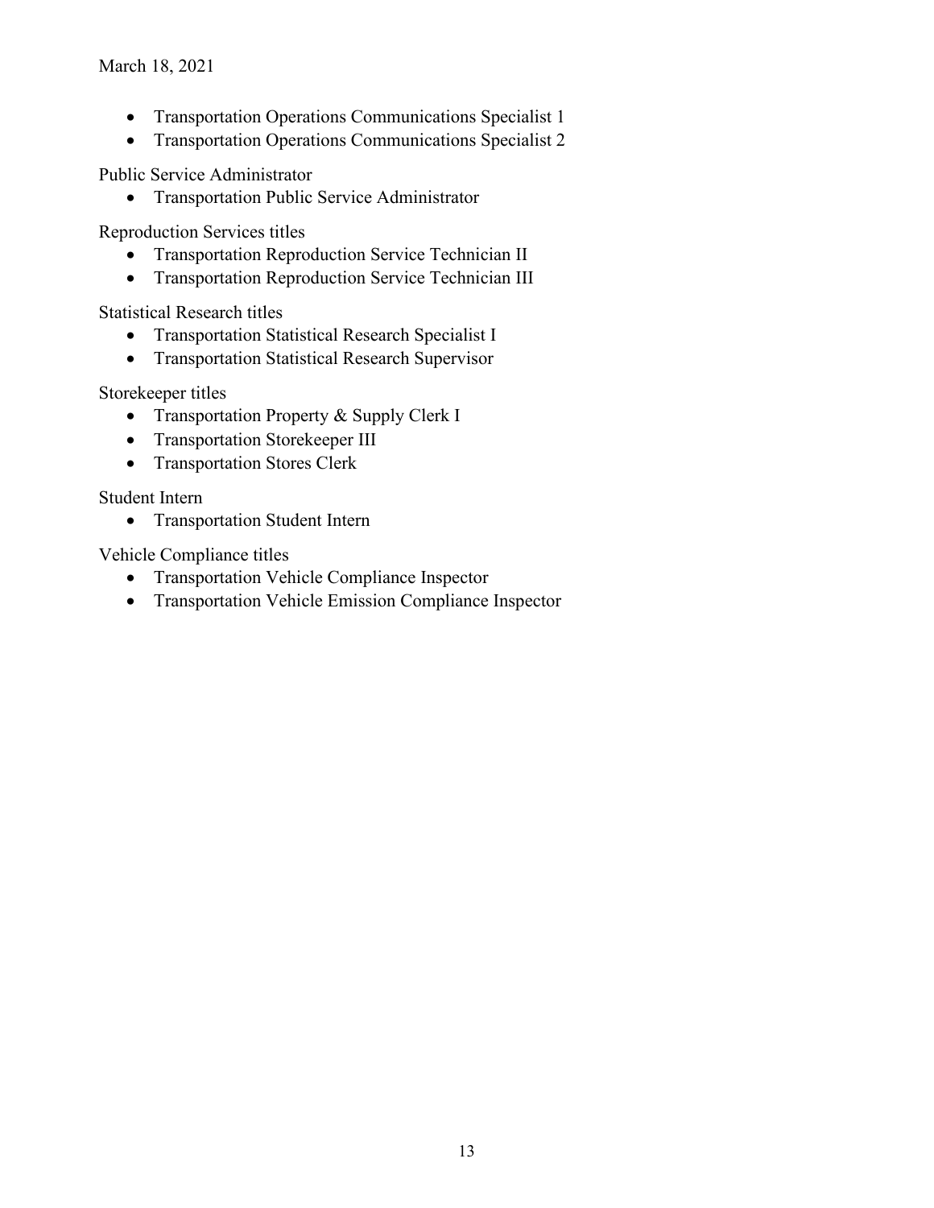- Transportation Operations Communications Specialist 1
- Transportation Operations Communications Specialist 2

Public Service Administrator

- Transportation Public Service Administrator

Reproduction Services titles

- Transportation Reproduction Service Technician II
- Transportation Reproduction Service Technician III

Statistical Research titles

- Transportation Statistical Research Specialist I
- Transportation Statistical Research Supervisor

Storekeeper titles

- Transportation Property & Supply Clerk I
- Transportation Storekeeper III
- Transportation Stores Clerk

Student Intern

- Transportation Student Intern

Vehicle Compliance titles

- Transportation Vehicle Compliance Inspector
- Transportation Vehicle Emission Compliance Inspector